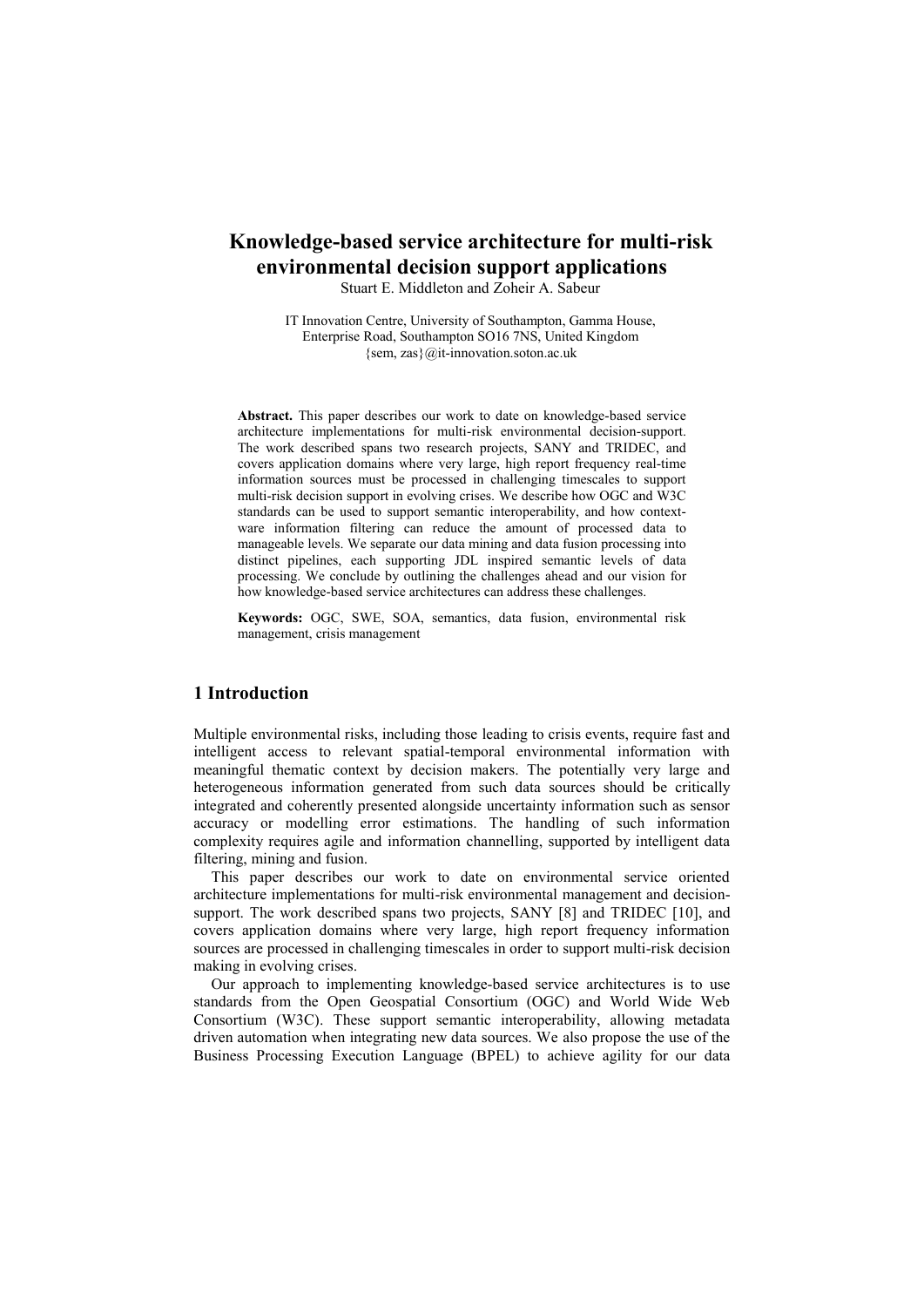# Knowledge-based service architecture for multi-risk environmental decision support applications

Stuart E. Middleton and Zoheir A. Sabeur

IT Innovation Centre, University of Southampton, Gamma House, Enterprise Road, Southampton SO16 7NS, United Kingdom
{sem, zas}@it-innovation.soton.ac.uk

**Abstract.** This paper describes our work to date on knowledge-based service architecture implementations for multi-risk environmental decision-support. The work described spans two research projects, SANY and TRIDEC, and covers application domains where very large, high report frequency real-time information sources must be processed in challenging timescales to support multi-risk decision support in evolving crises. We describe how OGC and W3C standards can be used to support semantic interoperability, and how context-ware information filtering can reduce the amount of processed data to manageable levels. We separate our data mining and data fusion processing into distinct pipelines, each supporting JDL inspired semantic levels of data processing. We conclude by outlining the challenges ahead and our vision for how knowledge-based service architectures can address these challenges.

**Keywords:** OGC, SWE, SOA, semantics, data fusion, environmental risk management, crisis management

## 1 Introduction

Multiple environmental risks, including those leading to crisis events, require fast and intelligent access to relevant spatial-temporal environmental information with meaningful thematic context by decision makers. The potentially very large and heterogeneous information generated from such data sources should be critically integrated and coherently presented alongside uncertainty information such as sensor accuracy or modelling error estimations. The handling of such information complexity requires agile and information channelling, supported by intelligent data filtering, mining and fusion.

This paper describes our work to date on environmental service oriented architecture implementations for multi-risk environmental management and decision-support. The work described spans two projects, SANY [8] and TRIDEC [10], and covers application domains where very large, high report frequency information sources are processed in challenging timescales in order to support multi-risk decision making in evolving crises.

Our approach to implementing knowledge-based service architectures is to use standards from the Open Geospatial Consortium (OGC) and World Wide Web Consortium (W3C). These support semantic interoperability, allowing metadata driven automation when integrating new data sources. We also propose the use of the Business Processing Execution Language (BPEL) to achieve agility for our data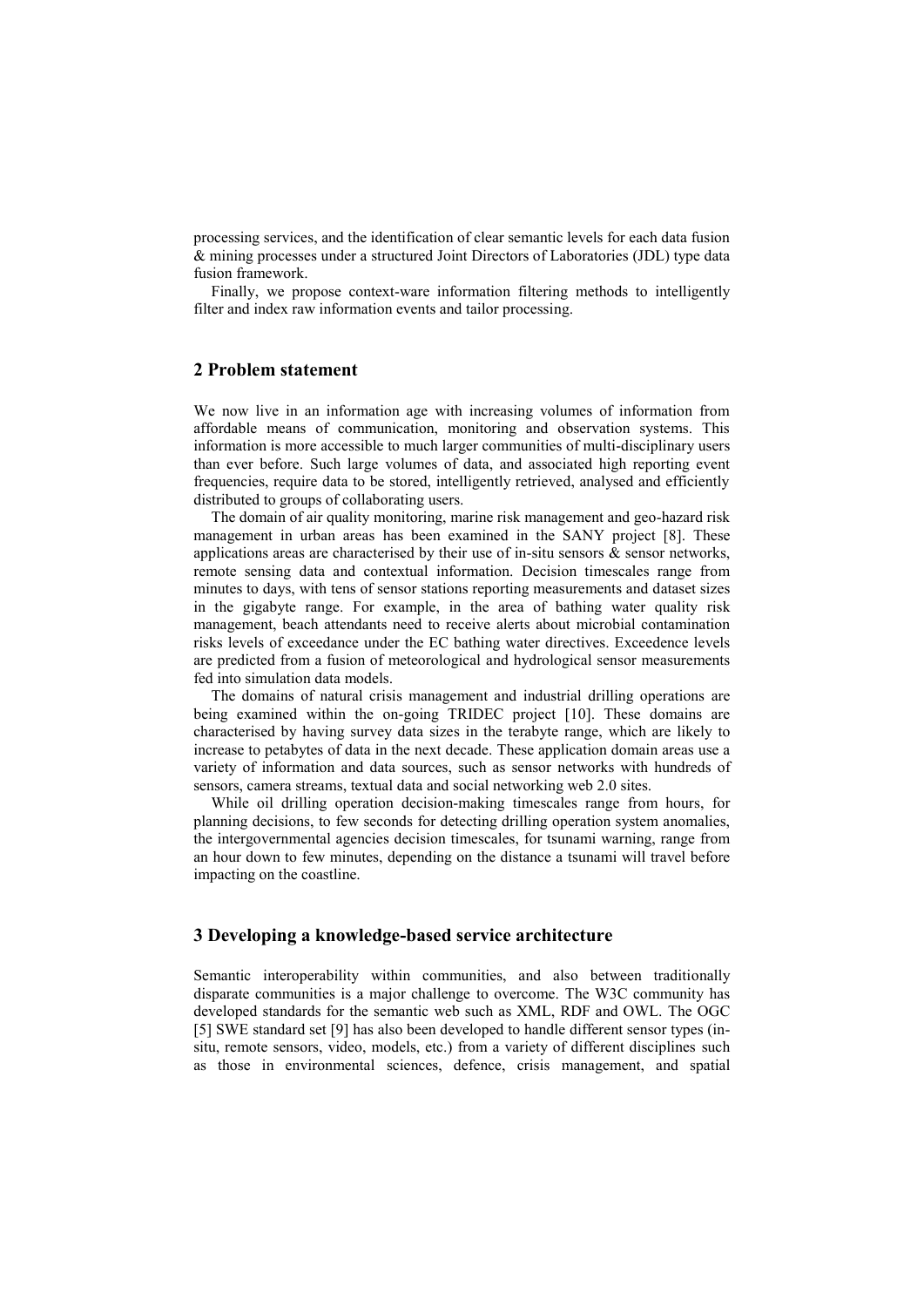processing services, and the identification of clear semantic levels for each data fusion & mining processes under a structured Joint Directors of Laboratories (JDL) type data fusion framework.

Finally, we propose context-ware information filtering methods to intelligently filter and index raw information events and tailor processing.

## 2 Problem statement

We now live in an information age with increasing volumes of information from affordable means of communication, monitoring and observation systems. This information is more accessible to much larger communities of multi-disciplinary users than ever before. Such large volumes of data, and associated high reporting event frequencies, require data to be stored, intelligently retrieved, analysed and efficiently distributed to groups of collaborating users.

The domain of air quality monitoring, marine risk management and geo-hazard risk management in urban areas has been examined in the SANY project [8]. These applications areas are characterised by their use of in-situ sensors & sensor networks, remote sensing data and contextual information. Decision timescales range from minutes to days, with tens of sensor stations reporting measurements and dataset sizes in the gigabyte range. For example, in the area of bathing water quality risk management, beach attendants need to receive alerts about microbial contamination risks levels of exceedance under the EC bathing water directives. Exceedence levels are predicted from a fusion of meteorological and hydrological sensor measurements fed into simulation data models.

The domains of natural crisis management and industrial drilling operations are being examined within the on-going TRIDEC project [10]. These domains are characterised by having survey data sizes in the terabyte range, which are likely to increase to petabytes of data in the next decade. These application domain areas use a variety of information and data sources, such as sensor networks with hundreds of sensors, camera streams, textual data and social networking web 2.0 sites.

While oil drilling operation decision-making timescales range from hours, for planning decisions, to few seconds for detecting drilling operation system anomalies, the intergovernmental agencies decision timescales, for tsunami warning, range from an hour down to few minutes, depending on the distance a tsunami will travel before impacting on the coastline.

## 3 Developing a knowledge-based service architecture

Semantic interoperability within communities, and also between traditionally disparate communities is a major challenge to overcome. The W3C community has developed standards for the semantic web such as XML, RDF and OWL. The OGC [5] SWE standard set [9] has also been developed to handle different sensor types (in-situ, remote sensors, video, models, etc.) from a variety of different disciplines such as those in environmental sciences, defence, crisis management, and spatial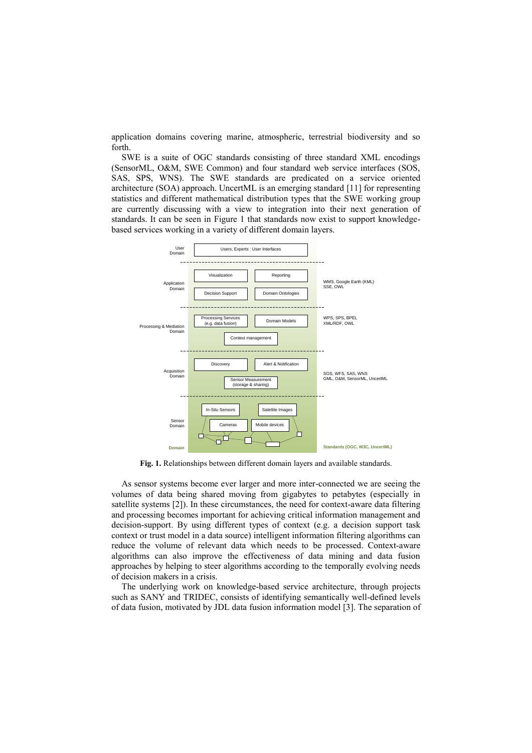application domains covering marine, atmospheric, terrestrial biodiversity and so forth.

SWE is a suite of OGC standards consisting of three standard XML encodings (SensorML, O&M, SWE Common) and four standard web service interfaces (SOS, SAS, SPS, WNS). The SWE standards are predicated on a service oriented architecture (SOA) approach. UncertML is an emerging standard [11] for representing statistics and different mathematical distribution types that the SWE working group are currently discussing with a view to integration into their next generation of standards. It can be seen in Figure 1 that standards now exist to support knowledge-based services working in a variety of different domain layers.

**Fig. 1.** Relationships between different domain layers and available standards.

As sensor systems become ever larger and more inter-connected we are seeing the volumes of data being shared moving from gigabytes to petabytes (especially in satellite systems [2]). In these circumstances, the need for context-aware data filtering and processing becomes important for achieving critical information management and decision-support. By using different types of context (e.g. a decision support task context or trust model in a data source) intelligent information filtering algorithms can reduce the volume of relevant data which needs to be processed. Context-aware algorithms can also improve the effectiveness of data mining and data fusion approaches by helping to steer algorithms according to the temporally evolving needs of decision makers in a crisis.

The underlying work on knowledge-based service architecture, through projects such as SANY and TRIDEC, consists of identifying semantically well-defined levels of data fusion, motivated by JDL data fusion information model [3]. The separation of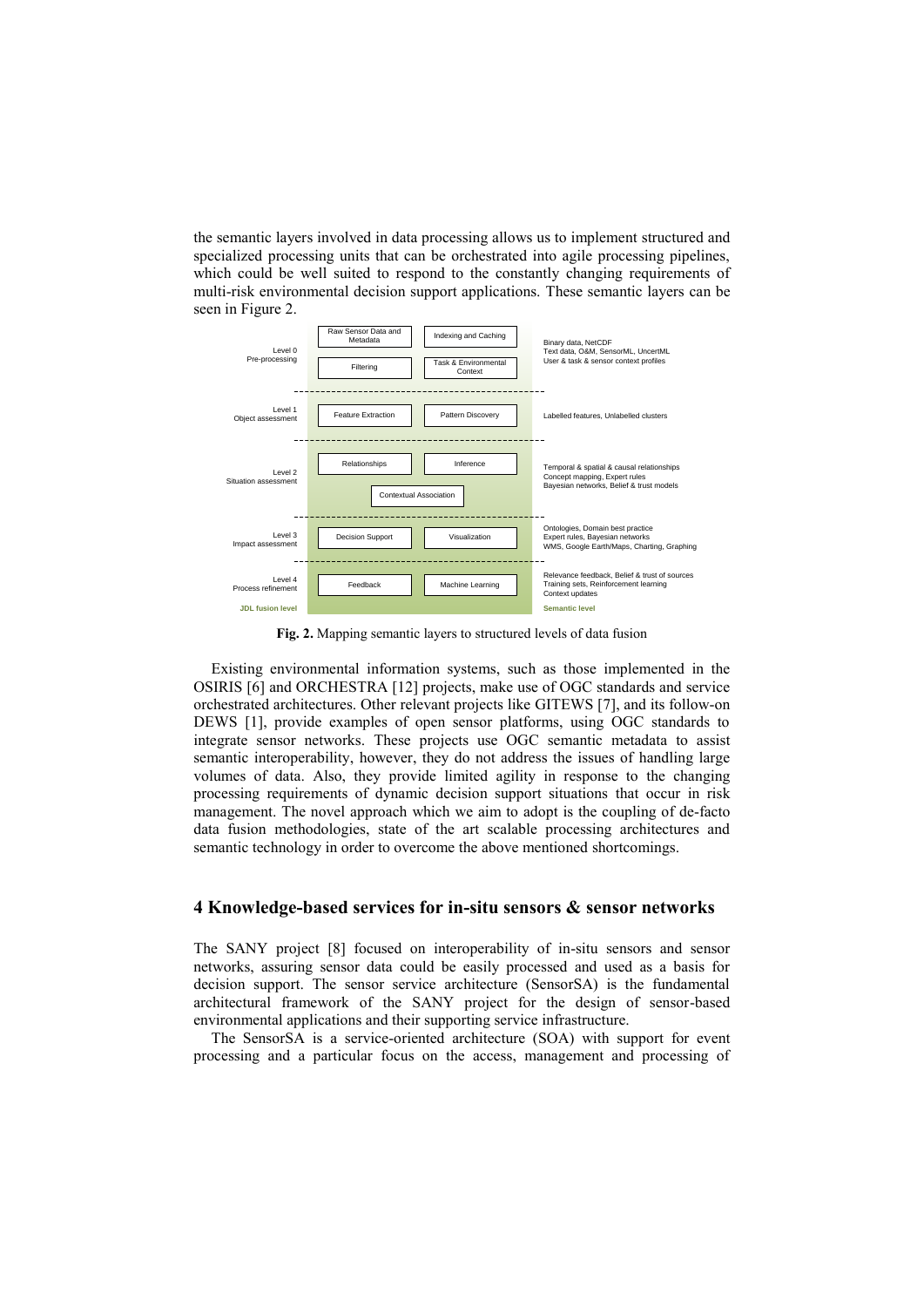the semantic layers involved in data processing allows us to implement structured and specialized processing units that can be orchestrated into agile processing pipelines, which could be well suited to respond to the constantly changing requirements of multi-risk environmental decision support applications. These semantic layers can be seen in Figure 2.

| JDL fusion level | | | Semantic level |
|---|---|---|---|
| Level 0 Pre-processing | Raw Sensor Data and Metadata; Filtering | Indexing and Caching; Task & Environmental Context | Binary data, NetCDF; Text data, O&M, SensorML, UncertML; User & task & sensor context profiles |
| Level 1 Object assessment | Feature Extraction | Pattern Discovery | Labelled features, Unlabelled clusters |
| Level 2 Situation assessment | Relationships; Contextual Association | Inference | Temporal & spatial & causal relationships; Concept mapping, Expert rules; Bayesian networks, Belief & trust models |
| Level 3 Impact assessment | Decision Support | Visualization | Ontologies, Domain best practice; Expert rules, Bayesian networks; WMS, Google Earth/Maps, Charting, Graphing |
| Level 4 Process refinement | Feedback | Machine Learning | Relevance feedback, Belief & trust of sources; Training sets, Reinforcement learning; Context updates |

**Fig. 2.** Mapping semantic layers to structured levels of data fusion

Existing environmental information systems, such as those implemented in the OSIRIS [6] and ORCHESTRA [12] projects, make use of OGC standards and service orchestrated architectures. Other relevant projects like GITEWS [7], and its follow-on DEWS [1], provide examples of open sensor platforms, using OGC standards to integrate sensor networks. These projects use OGC semantic metadata to assist semantic interoperability, however, they do not address the issues of handling large volumes of data. Also, they provide limited agility in response to the changing processing requirements of dynamic decision support situations that occur in risk management. The novel approach which we aim to adopt is the coupling of de-facto data fusion methodologies, state of the art scalable processing architectures and semantic technology in order to overcome the above mentioned shortcomings.

## 4 Knowledge-based services for in-situ sensors & sensor networks

The SANY project [8] focused on interoperability of in-situ sensors and sensor networks, assuring sensor data could be easily processed and used as a basis for decision support. The sensor service architecture (SensorSA) is the fundamental architectural framework of the SANY project for the design of sensor-based environmental applications and their supporting service infrastructure.

The SensorSA is a service-oriented architecture (SOA) with support for event processing and a particular focus on the access, management and processing of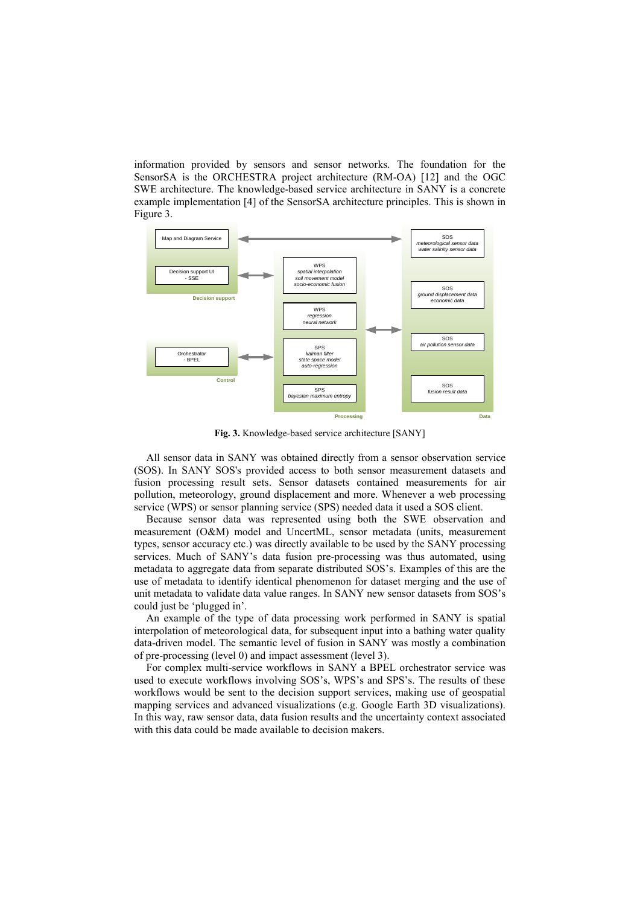information provided by sensors and sensor networks. The foundation for the SensorSA is the ORCHESTRA project architecture (RM-OA) [12] and the OGC SWE architecture. The knowledge-based service architecture in SANY is a concrete example implementation [4] of the SensorSA architecture principles. This is shown in Figure 3.

Map and Diagram Service

Decision support UI - SSE

Decision support

Orchestrator - BPEL

Control

WPS
*spatial interpolation*
*soil movement model*
*socio-economic fusion*

WPS
*regression*
*neural network*

SPS
*kalman filter*
*state space model*
*auto-regression*

SPS
*bayesian maximum entropy*

Processing

SOS
*meteorological sensor data*
*water salinity sensor data*

SOS
*ground displacement data*
*economic data*

SOS
*air pollution sensor data*

SOS
*fusion result data*

Data

**Fig. 3.** Knowledge-based service architecture [SANY]

All sensor data in SANY was obtained directly from a sensor observation service (SOS). In SANY SOS's provided access to both sensor measurement datasets and fusion processing result sets. Sensor datasets contained measurements for air pollution, meteorology, ground displacement and more. Whenever a web processing service (WPS) or sensor planning service (SPS) needed data it used a SOS client.

Because sensor data was represented using both the SWE observation and measurement (O&M) model and UncertML, sensor metadata (units, measurement types, sensor accuracy etc.) was directly available to be used by the SANY processing services. Much of SANY's data fusion pre-processing was thus automated, using metadata to aggregate data from separate distributed SOS's. Examples of this are the use of metadata to identify identical phenomenon for dataset merging and the use of unit metadata to validate data value ranges. In SANY new sensor datasets from SOS's could just be 'plugged in'.

An example of the type of data processing work performed in SANY is spatial interpolation of meteorological data, for subsequent input into a bathing water quality data-driven model. The semantic level of fusion in SANY was mostly a combination of pre-processing (level 0) and impact assessment (level 3).

For complex multi-service workflows in SANY a BPEL orchestrator service was used to execute workflows involving SOS's, WPS's and SPS's. The results of these workflows would be sent to the decision support services, making use of geospatial mapping services and advanced visualizations (e.g. Google Earth 3D visualizations). In this way, raw sensor data, data fusion results and the uncertainty context associated with this data could be made available to decision makers.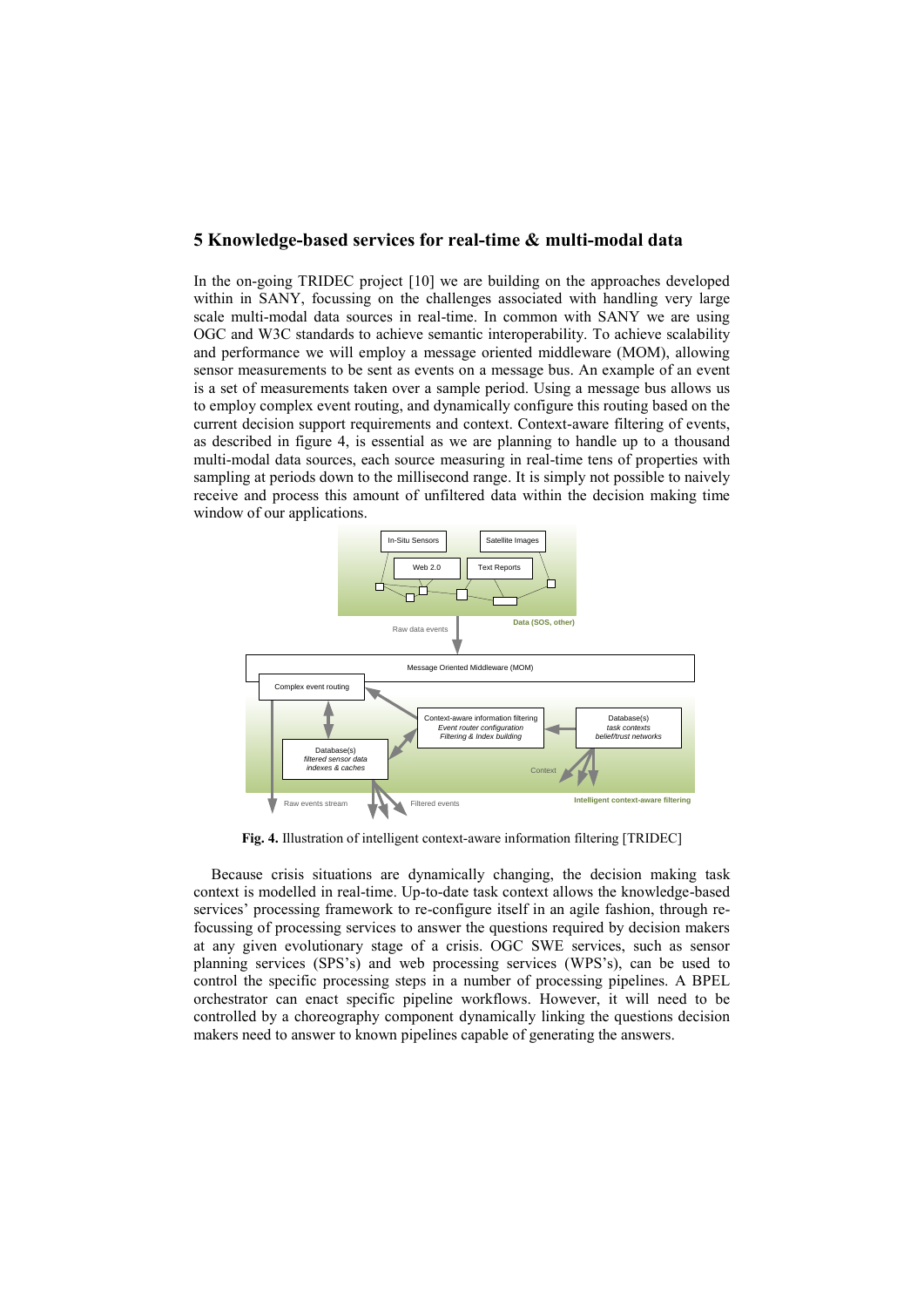## 5 Knowledge-based services for real-time & multi-modal data

In the on-going TRIDEC project [10] we are building on the approaches developed within in SANY, focussing on the challenges associated with handling very large scale multi-modal data sources in real-time. In common with SANY we are using OGC and W3C standards to achieve semantic interoperability. To achieve scalability and performance we will employ a message oriented middleware (MOM), allowing sensor measurements to be sent as events on a message bus. An example of an event is a set of measurements taken over a sample period. Using a message bus allows us to employ complex event routing, and dynamically configure this routing based on the current decision support requirements and context. Context-aware filtering of events, as described in figure 4, is essential as we are planning to handle up to a thousand multi-modal data sources, each source measuring in real-time tens of properties with sampling at periods down to the millisecond range. It is simply not possible to naively receive and process this amount of unfiltered data within the decision making time window of our applications.

**Fig. 4.** Illustration of intelligent context-aware information filtering [TRIDEC]

Because crisis situations are dynamically changing, the decision making task context is modelled in real-time. Up-to-date task context allows the knowledge-based services' processing framework to re-configure itself in an agile fashion, through re-focussing of processing services to answer the questions required by decision makers at any given evolutionary stage of a crisis. OGC SWE services, such as sensor planning services (SPS's) and web processing services (WPS's), can be used to control the specific processing steps in a number of processing pipelines. A BPEL orchestrator can enact specific pipeline workflows. However, it will need to be controlled by a choreography component dynamically linking the questions decision makers need to answer to known pipelines capable of generating the answers.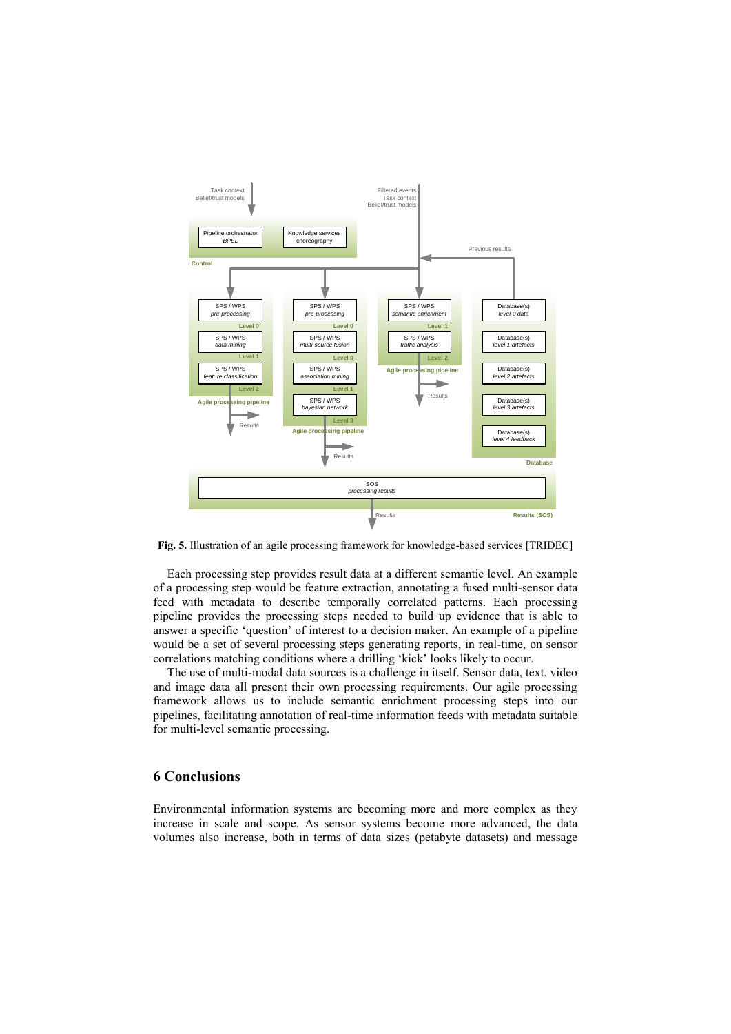**Fig. 5.** Illustration of an agile processing framework for knowledge-based services [TRIDEC]

Each processing step provides result data at a different semantic level. An example of a processing step would be feature extraction, annotating a fused multi-sensor data feed with metadata to describe temporally correlated patterns. Each processing pipeline provides the processing steps needed to build up evidence that is able to answer a specific 'question' of interest to a decision maker. An example of a pipeline would be a set of several processing steps generating reports, in real-time, on sensor correlations matching conditions where a drilling 'kick' looks likely to occur.

The use of multi-modal data sources is a challenge in itself. Sensor data, text, video and image data all present their own processing requirements. Our agile processing framework allows us to include semantic enrichment processing steps into our pipelines, facilitating annotation of real-time information feeds with metadata suitable for multi-level semantic processing.

## 6 Conclusions

Environmental information systems are becoming more and more complex as they increase in scale and scope. As sensor systems become more advanced, the data volumes also increase, both in terms of data sizes (petabyte datasets) and message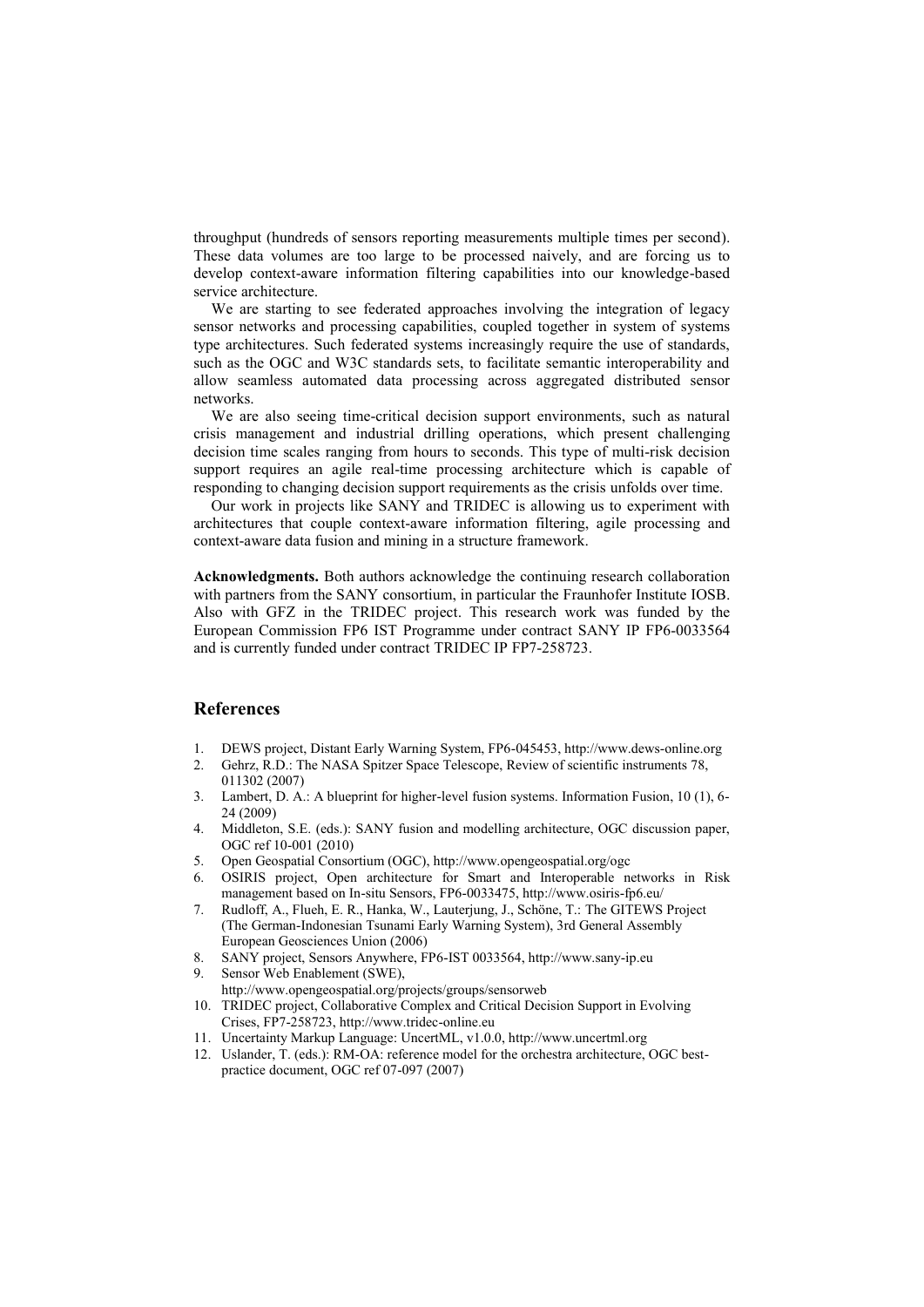throughput (hundreds of sensors reporting measurements multiple times per second). These data volumes are too large to be processed naively, and are forcing us to develop context-aware information filtering capabilities into our knowledge-based service architecture.

We are starting to see federated approaches involving the integration of legacy sensor networks and processing capabilities, coupled together in system of systems type architectures. Such federated systems increasingly require the use of standards, such as the OGC and W3C standards sets, to facilitate semantic interoperability and allow seamless automated data processing across aggregated distributed sensor networks.

We are also seeing time-critical decision support environments, such as natural crisis management and industrial drilling operations, which present challenging decision time scales ranging from hours to seconds. This type of multi-risk decision support requires an agile real-time processing architecture which is capable of responding to changing decision support requirements as the crisis unfolds over time.

Our work in projects like SANY and TRIDEC is allowing us to experiment with architectures that couple context-aware information filtering, agile processing and context-aware data fusion and mining in a structure framework.

**Acknowledgments.** Both authors acknowledge the continuing research collaboration with partners from the SANY consortium, in particular the Fraunhofer Institute IOSB. Also with GFZ in the TRIDEC project. This research work was funded by the European Commission FP6 IST Programme under contract SANY IP FP6-0033564 and is currently funded under contract TRIDEC IP FP7-258723.

## References

1. DEWS project, Distant Early Warning System, FP6-045453, http://www.dews-online.org
2. Gehrz, R.D.: The NASA Spitzer Space Telescope, Review of scientific instruments 78, 011302 (2007)
3. Lambert, D. A.: A blueprint for higher-level fusion systems. Information Fusion, 10 (1), 6-24 (2009)
4. Middleton, S.E. (eds.): SANY fusion and modelling architecture, OGC discussion paper, OGC ref 10-001 (2010)
5. Open Geospatial Consortium (OGC), http://www.opengeospatial.org/ogc
6. OSIRIS project, Open architecture for Smart and Interoperable networks in Risk management based on In-situ Sensors, FP6-0033475, http://www.osiris-fp6.eu/
7. Rudloff, A., Flueh, E. R., Hanka, W., Lauterjung, J., Schöne, T.: The GITEWS Project (The German-Indonesian Tsunami Early Warning System), 3rd General Assembly European Geosciences Union (2006)
8. SANY project, Sensors Anywhere, FP6-IST 0033564, http://www.sany-ip.eu
9. Sensor Web Enablement (SWE), http://www.opengeospatial.org/projects/groups/sensorweb
10. TRIDEC project, Collaborative Complex and Critical Decision Support in Evolving Crises, FP7-258723, http://www.tridec-online.eu
11. Uncertainty Markup Language: UncertML, v1.0.0, http://www.uncertml.org
12. Uslander, T. (eds.): RM-OA: reference model for the orchestra architecture, OGC best-practice document, OGC ref 07-097 (2007)